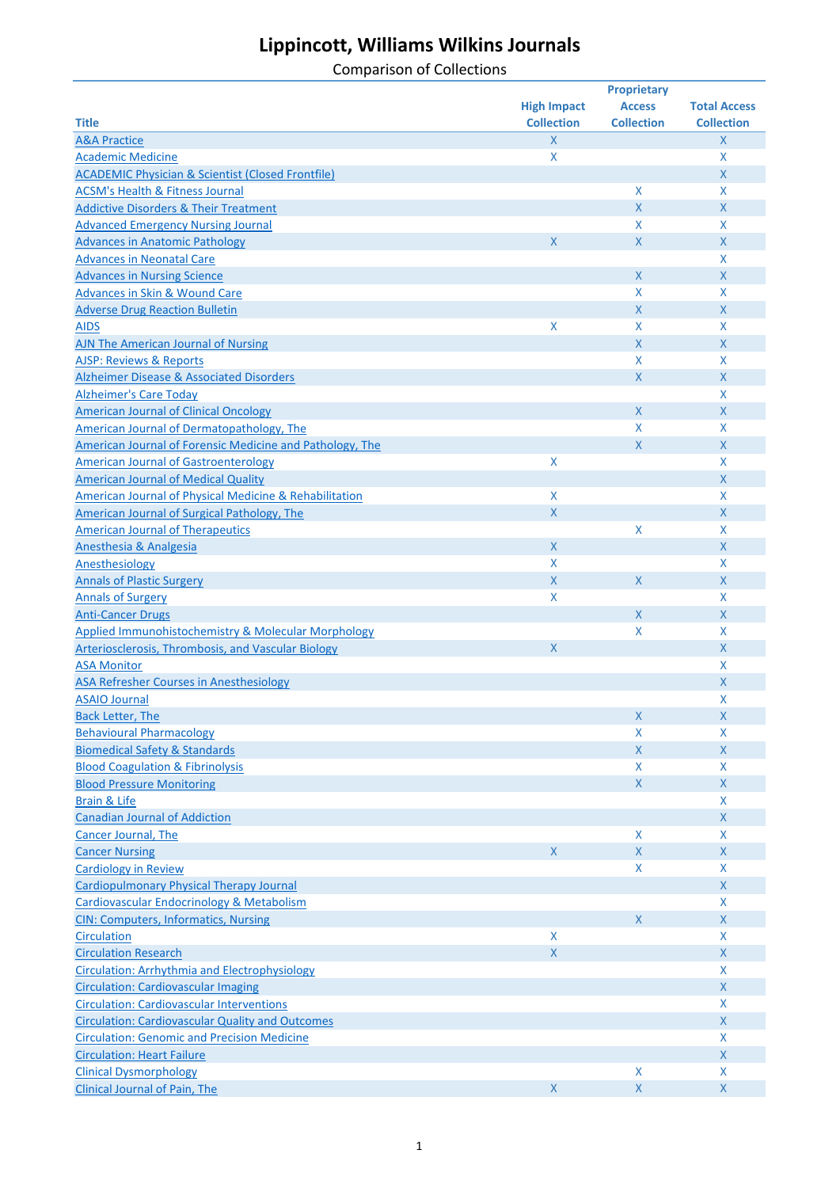# Lippincott, Williams Wilkins Journals

Comparison of Collections

| Title | High Impact Collection | Proprietary Access Collection | Total Access Collection |
|---|---|---|---|
| A&A Practice | X | | X |
| Academic Medicine | X | | X |
| ACADEMIC Physician & Scientist (Closed Frontfile) | | | X |
| ACSM's Health & Fitness Journal | | X | X |
| Addictive Disorders & Their Treatment | | X | X |
| Advanced Emergency Nursing Journal | | X | X |
| Advances in Anatomic Pathology | X | X | X |
| Advances in Neonatal Care | | | X |
| Advances in Nursing Science | | X | X |
| Advances in Skin & Wound Care | | X | X |
| Adverse Drug Reaction Bulletin | | X | X |
| AIDS | X | X | X |
| AJN The American Journal of Nursing | | X | X |
| AJSP: Reviews & Reports | | X | X |
| Alzheimer Disease & Associated Disorders | | X | X |
| Alzheimer's Care Today | | | X |
| American Journal of Clinical Oncology | | X | X |
| American Journal of Dermatopathology, The | | X | X |
| American Journal of Forensic Medicine and Pathology, The | | X | X |
| American Journal of Gastroenterology | X | | X |
| American Journal of Medical Quality | | | X |
| American Journal of Physical Medicine & Rehabilitation | X | | X |
| American Journal of Surgical Pathology, The | X | | X |
| American Journal of Therapeutics | | X | X |
| Anesthesia & Analgesia | X | | X |
| Anesthesiology | X | | X |
| Annals of Plastic Surgery | X | X | X |
| Annals of Surgery | X | | X |
| Anti-Cancer Drugs | | X | X |
| Applied Immunohistochemistry & Molecular Morphology | | X | X |
| Arteriosclerosis, Thrombosis, and Vascular Biology | X | | X |
| ASA Monitor | | | X |
| ASA Refresher Courses in Anesthesiology | | | X |
| ASAIO Journal | | | X |
| Back Letter, The | | X | X |
| Behavioural Pharmacology | | X | X |
| Biomedical Safety & Standards | | X | X |
| Blood Coagulation & Fibrinolysis | | X | X |
| Blood Pressure Monitoring | | X | X |
| Brain & Life | | | X |
| Canadian Journal of Addiction | | | X |
| Cancer Journal, The | | X | X |
| Cancer Nursing | X | X | X |
| Cardiology in Review | | X | X |
| Cardiopulmonary Physical Therapy Journal | | | X |
| Cardiovascular Endocrinology & Metabolism | | | X |
| CIN: Computers, Informatics, Nursing | | X | X |
| Circulation | X | | X |
| Circulation Research | X | | X |
| Circulation: Arrhythmia and Electrophysiology | | | X |
| Circulation: Cardiovascular Imaging | | | X |
| Circulation: Cardiovascular Interventions | | | X |
| Circulation: Cardiovascular Quality and Outcomes | | | X |
| Circulation: Genomic and Precision Medicine | | | X |
| Circulation: Heart Failure | | | X |
| Clinical Dysmorphology | | X | X |
| Clinical Journal of Pain, The | X | X | X |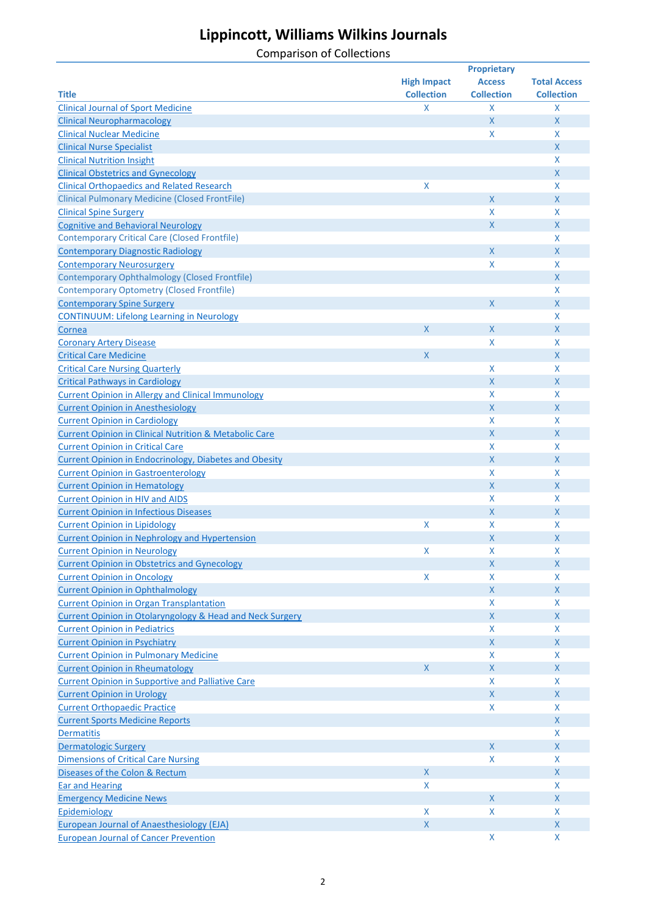# Lippincott, Williams Wilkins Journals

Comparison of Collections

| Title | High Impact Collection | Proprietary Access Collection | Total Access Collection |
|---|---|---|---|
| Clinical Journal of Sport Medicine | X | X | X |
| Clinical Neuropharmacology | | X | X |
| Clinical Nuclear Medicine | | X | X |
| Clinical Nurse Specialist | | | X |
| Clinical Nutrition Insight | | | X |
| Clinical Obstetrics and Gynecology | | | X |
| Clinical Orthopaedics and Related Research | X | | X |
| Clinical Pulmonary Medicine (Closed FrontFile) | | X | X |
| Clinical Spine Surgery | | X | X |
| Cognitive and Behavioral Neurology | | X | X |
| Contemporary Critical Care (Closed Frontfile) | | | X |
| Contemporary Diagnostic Radiology | | X | X |
| Contemporary Neurosurgery | | X | X |
| Contemporary Ophthalmology (Closed Frontfile) | | | X |
| Contemporary Optometry (Closed Frontfile) | | | X |
| Contemporary Spine Surgery | | X | X |
| CONTINUUM: Lifelong Learning in Neurology | | | X |
| Cornea | X | X | X |
| Coronary Artery Disease | | X | X |
| Critical Care Medicine | X | | X |
| Critical Care Nursing Quarterly | | X | X |
| Critical Pathways in Cardiology | | X | X |
| Current Opinion in Allergy and Clinical Immunology | | X | X |
| Current Opinion in Anesthesiology | | X | X |
| Current Opinion in Cardiology | | X | X |
| Current Opinion in Clinical Nutrition & Metabolic Care | | X | X |
| Current Opinion in Critical Care | | X | X |
| Current Opinion in Endocrinology, Diabetes and Obesity | | X | X |
| Current Opinion in Gastroenterology | | X | X |
| Current Opinion in Hematology | | X | X |
| Current Opinion in HIV and AIDS | | X | X |
| Current Opinion in Infectious Diseases | | X | X |
| Current Opinion in Lipidology | X | X | X |
| Current Opinion in Nephrology and Hypertension | | X | X |
| Current Opinion in Neurology | X | X | X |
| Current Opinion in Obstetrics and Gynecology | | X | X |
| Current Opinion in Oncology | X | X | X |
| Current Opinion in Ophthalmology | | X | X |
| Current Opinion in Organ Transplantation | | X | X |
| Current Opinion in Otolaryngology & Head and Neck Surgery | | X | X |
| Current Opinion in Pediatrics | | X | X |
| Current Opinion in Psychiatry | | X | X |
| Current Opinion in Pulmonary Medicine | | X | X |
| Current Opinion in Rheumatology | X | X | X |
| Current Opinion in Supportive and Palliative Care | | X | X |
| Current Opinion in Urology | | X | X |
| Current Orthopaedic Practice | | X | X |
| Current Sports Medicine Reports | | | X |
| Dermatitis | | | X |
| Dermatologic Surgery | | X | X |
| Dimensions of Critical Care Nursing | | X | X |
| Diseases of the Colon & Rectum | X | | X |
| Ear and Hearing | X | | X |
| Emergency Medicine News | | X | X |
| Epidemiology | X | X | X |
| European Journal of Anaesthesiology (EJA) | X | | X |
| European Journal of Cancer Prevention | | X | X |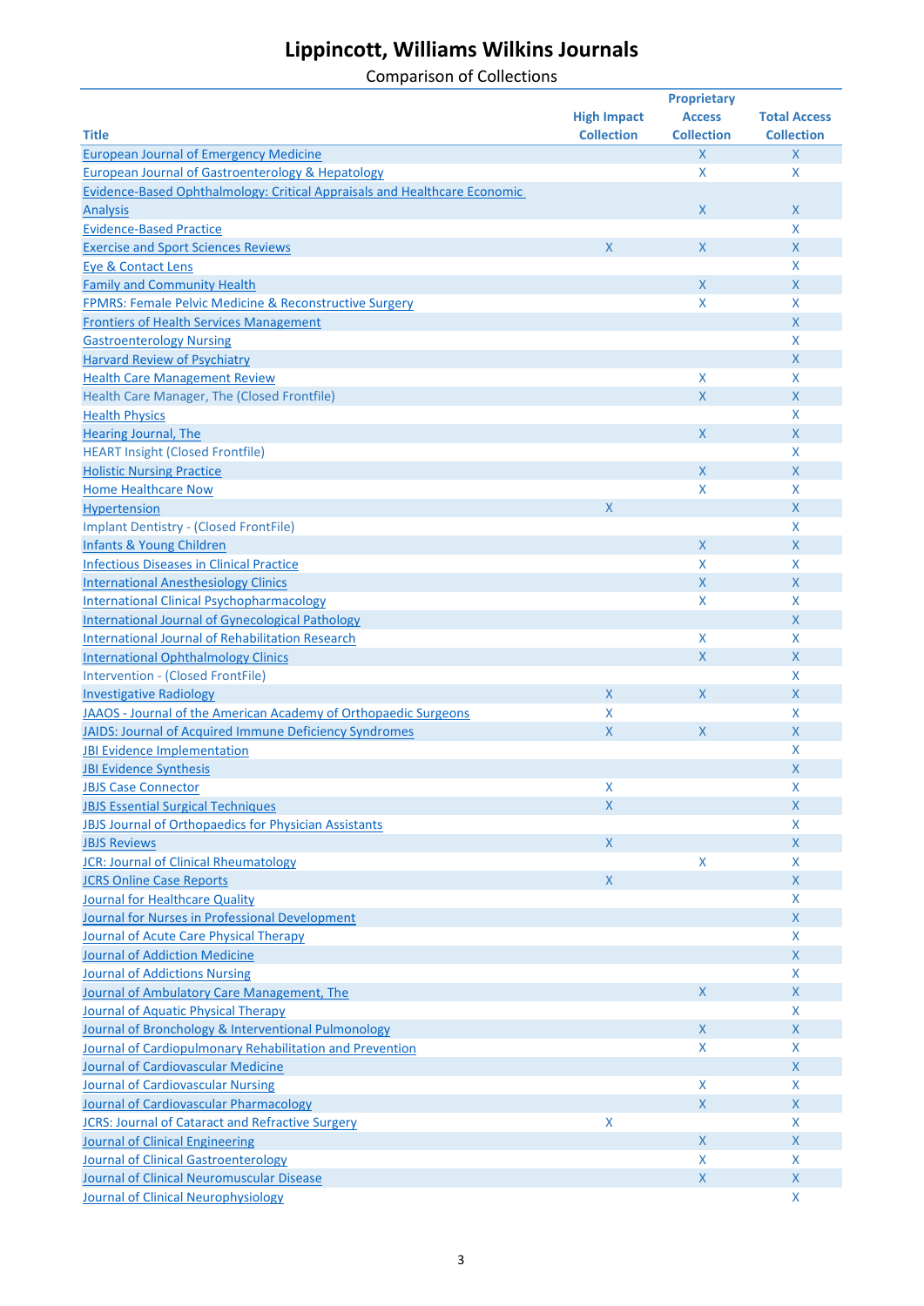# Lippincott, Williams Wilkins Journals

Comparison of Collections

| Title | High Impact Collection | Proprietary Access Collection | Total Access Collection |
|---|---|---|---|
| European Journal of Emergency Medicine | | X | X |
| European Journal of Gastroenterology & Hepatology | | X | X |
| Evidence-Based Ophthalmology: Critical Appraisals and Healthcare Economic Analysis | | X | X |
| Evidence-Based Practice | | | X |
| Exercise and Sport Sciences Reviews | X | X | X |
| Eye & Contact Lens | | | X |
| Family and Community Health | | X | X |
| FPMRS: Female Pelvic Medicine & Reconstructive Surgery | | X | X |
| Frontiers of Health Services Management | | | X |
| Gastroenterology Nursing | | | X |
| Harvard Review of Psychiatry | | | X |
| Health Care Management Review | | X | X |
| Health Care Manager, The (Closed Frontfile) | | X | X |
| Health Physics | | | X |
| Hearing Journal, The | | X | X |
| HEART Insight (Closed Frontfile) | | | X |
| Holistic Nursing Practice | | X | X |
| Home Healthcare Now | | X | X |
| Hypertension | X | | X |
| Implant Dentistry - (Closed FrontFile) | | | X |
| Infants & Young Children | | X | X |
| Infectious Diseases in Clinical Practice | | X | X |
| International Anesthesiology Clinics | | X | X |
| International Clinical Psychopharmacology | | X | X |
| International Journal of Gynecological Pathology | | | X |
| International Journal of Rehabilitation Research | | X | X |
| International Ophthalmology Clinics | | X | X |
| Intervention - (Closed FrontFile) | | | X |
| Investigative Radiology | X | X | X |
| JAAOS - Journal of the American Academy of Orthopaedic Surgeons | X | | X |
| JAIDS: Journal of Acquired Immune Deficiency Syndromes | X | X | X |
| JBI Evidence Implementation | | | X |
| JBI Evidence Synthesis | | | X |
| JBJS Case Connector | X | | X |
| JBJS Essential Surgical Techniques | X | | X |
| JBJS Journal of Orthopaedics for Physician Assistants | | | X |
| JBJS Reviews | X | | X |
| JCR: Journal of Clinical Rheumatology | | X | X |
| JCRS Online Case Reports | X | | X |
| Journal for Healthcare Quality | | | X |
| Journal for Nurses in Professional Development | | | X |
| Journal of Acute Care Physical Therapy | | | X |
| Journal of Addiction Medicine | | | X |
| Journal of Addictions Nursing | | | X |
| Journal of Ambulatory Care Management, The | | X | X |
| Journal of Aquatic Physical Therapy | | | X |
| Journal of Bronchology & Interventional Pulmonology | | X | X |
| Journal of Cardiopulmonary Rehabilitation and Prevention | | X | X |
| Journal of Cardiovascular Medicine | | | X |
| Journal of Cardiovascular Nursing | | X | X |
| Journal of Cardiovascular Pharmacology | | X | X |
| JCRS: Journal of Cataract and Refractive Surgery | X | | X |
| Journal of Clinical Engineering | | X | X |
| Journal of Clinical Gastroenterology | | X | X |
| Journal of Clinical Neuromuscular Disease | | X | X |
| Journal of Clinical Neurophysiology | | | X |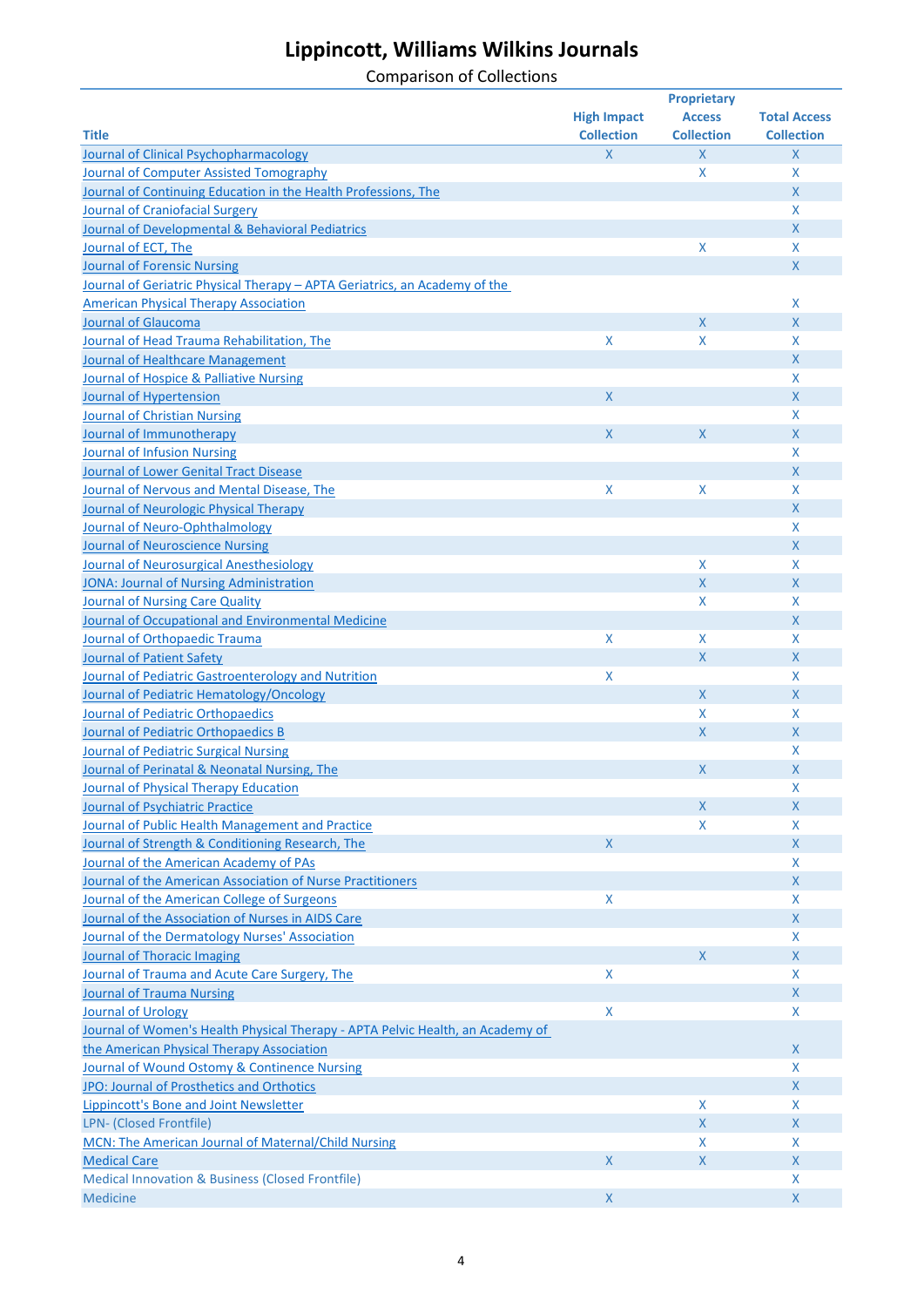# Lippincott, Williams Wilkins Journals

Comparison of Collections

| Title | High Impact Collection | Proprietary Access Collection | Total Access Collection |
|---|---|---|---|
| Journal of Clinical Psychopharmacology | X | X | X |
| Journal of Computer Assisted Tomography | | X | X |
| Journal of Continuing Education in the Health Professions, The | | | X |
| Journal of Craniofacial Surgery | | | X |
| Journal of Developmental & Behavioral Pediatrics | | | X |
| Journal of ECT, The | | X | X |
| Journal of Forensic Nursing | | | X |
| Journal of Geriatric Physical Therapy – APTA Geriatrics, an Academy of the American Physical Therapy Association | | | X |
| Journal of Glaucoma | | X | X |
| Journal of Head Trauma Rehabilitation, The | X | X | X |
| Journal of Healthcare Management | | | X |
| Journal of Hospice & Palliative Nursing | | | X |
| Journal of Hypertension | X | | X |
| Journal of Christian Nursing | | | X |
| Journal of Immunotherapy | X | X | X |
| Journal of Infusion Nursing | | | X |
| Journal of Lower Genital Tract Disease | | | X |
| Journal of Nervous and Mental Disease, The | X | X | X |
| Journal of Neurologic Physical Therapy | | | X |
| Journal of Neuro-Ophthalmology | | | X |
| Journal of Neuroscience Nursing | | | X |
| Journal of Neurosurgical Anesthesiology | | X | X |
| JONA: Journal of Nursing Administration | | X | X |
| Journal of Nursing Care Quality | | X | X |
| Journal of Occupational and Environmental Medicine | | | X |
| Journal of Orthopaedic Trauma | X | X | X |
| Journal of Patient Safety | | X | X |
| Journal of Pediatric Gastroenterology and Nutrition | X | | X |
| Journal of Pediatric Hematology/Oncology | | X | X |
| Journal of Pediatric Orthopaedics | | X | X |
| Journal of Pediatric Orthopaedics B | | X | X |
| Journal of Pediatric Surgical Nursing | | | X |
| Journal of Perinatal & Neonatal Nursing, The | | X | X |
| Journal of Physical Therapy Education | | | X |
| Journal of Psychiatric Practice | | X | X |
| Journal of Public Health Management and Practice | | X | X |
| Journal of Strength & Conditioning Research, The | X | | X |
| Journal of the American Academy of PAs | | | X |
| Journal of the American Association of Nurse Practitioners | | | X |
| Journal of the American College of Surgeons | X | | X |
| Journal of the Association of Nurses in AIDS Care | | | X |
| Journal of the Dermatology Nurses' Association | | | X |
| Journal of Thoracic Imaging | | X | X |
| Journal of Trauma and Acute Care Surgery, The | X | | X |
| Journal of Trauma Nursing | | | X |
| Journal of Urology | X | | X |
| Journal of Women's Health Physical Therapy - APTA Pelvic Health, an Academy of the American Physical Therapy Association | | | X |
| Journal of Wound Ostomy & Continence Nursing | | | X |
| JPO: Journal of Prosthetics and Orthotics | | | X |
| Lippincott's Bone and Joint Newsletter | | X | X |
| LPN- (Closed Frontfile) | | X | X |
| MCN: The American Journal of Maternal/Child Nursing | | X | X |
| Medical Care | X | X | X |
| Medical Innovation & Business (Closed Frontfile) | | | X |
| Medicine | X | | X |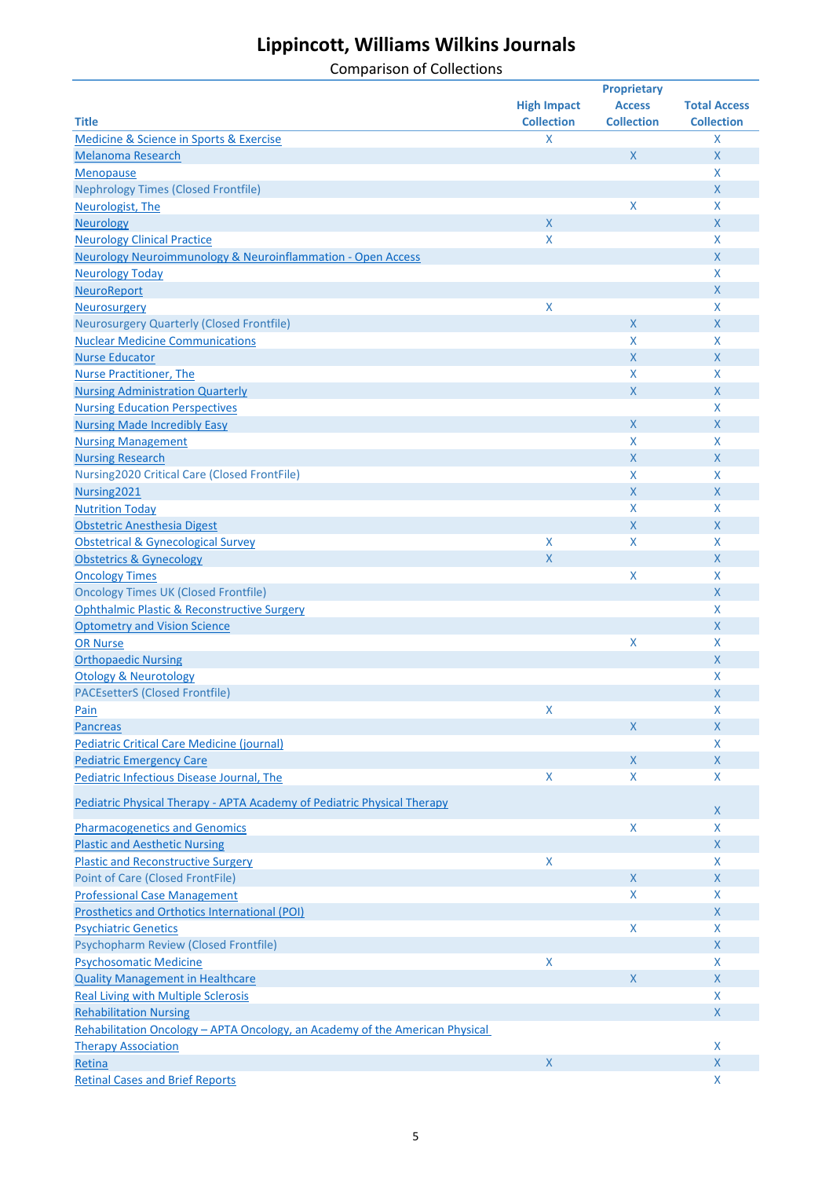# Lippincott, Williams Wilkins Journals

Comparison of Collections

| Title | High Impact Collection | Proprietary Access Collection | Total Access Collection |
|---|---|---|---|
| Medicine & Science in Sports & Exercise | X | | X |
| Melanoma Research | | X | X |
| Menopause | | | X |
| Nephrology Times (Closed Frontfile) | | | X |
| Neurologist, The | | X | X |
| Neurology | X | | X |
| Neurology Clinical Practice | X | | X |
| Neurology Neuroimmunology & Neuroinflammation - Open Access | | | X |
| Neurology Today | | | X |
| NeuroReport | | | X |
| Neurosurgery | X | | X |
| Neurosurgery Quarterly (Closed Frontfile) | | X | X |
| Nuclear Medicine Communications | | X | X |
| Nurse Educator | | X | X |
| Nurse Practitioner, The | | X | X |
| Nursing Administration Quarterly | | X | X |
| Nursing Education Perspectives | | | X |
| Nursing Made Incredibly Easy | | X | X |
| Nursing Management | | X | X |
| Nursing Research | | X | X |
| Nursing2020 Critical Care (Closed FrontFile) | | X | X |
| Nursing2021 | | X | X |
| Nutrition Today | | X | X |
| Obstetric Anesthesia Digest | | X | X |
| Obstetrical & Gynecological Survey | X | X | X |
| Obstetrics & Gynecology | X | | X |
| Oncology Times | | X | X |
| Oncology Times UK (Closed Frontfile) | | | X |
| Ophthalmic Plastic & Reconstructive Surgery | | | X |
| Optometry and Vision Science | | | X |
| OR Nurse | | X | X |
| Orthopaedic Nursing | | | X |
| Otology & Neurotology | | | X |
| PACEsetterS (Closed Frontfile) | | | X |
| Pain | X | | X |
| Pancreas | | X | X |
| Pediatric Critical Care Medicine (journal) | | | X |
| Pediatric Emergency Care | | X | X |
| Pediatric Infectious Disease Journal, The | X | X | X |
| Pediatric Physical Therapy - APTA Academy of Pediatric Physical Therapy | | | X |
| Pharmacogenetics and Genomics | | X | X |
| Plastic and Aesthetic Nursing | | | X |
| Plastic and Reconstructive Surgery | X | | X |
| Point of Care (Closed FrontFile) | | X | X |
| Professional Case Management | | X | X |
| Prosthetics and Orthotics International (POI) | | | X |
| Psychiatric Genetics | | X | X |
| Psychopharm Review (Closed Frontfile) | | | X |
| Psychosomatic Medicine | X | | X |
| Quality Management in Healthcare | | X | X |
| Real Living with Multiple Sclerosis | | | X |
| Rehabilitation Nursing | | | X |
| Rehabilitation Oncology – APTA Oncology, an Academy of the American Physical Therapy Association | | | X |
| Retina | X | | X |
| Retinal Cases and Brief Reports | | | X |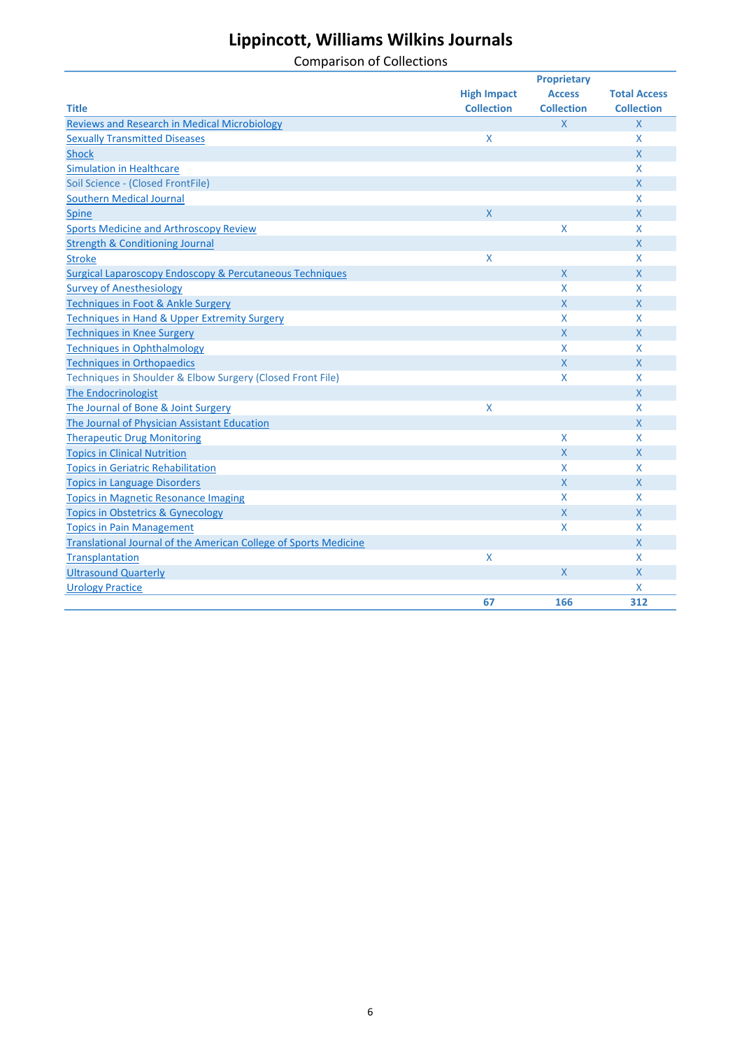# Lippincott, Williams Wilkins Journals

Comparison of Collections

| Title | High Impact Collection | Proprietary Access Collection | Total Access Collection |
|---|---|---|---|
| Reviews and Research in Medical Microbiology | | X | X |
| Sexually Transmitted Diseases | X | | X |
| Shock | | | X |
| Simulation in Healthcare | | | X |
| Soil Science - (Closed FrontFile) | | | X |
| Southern Medical Journal | | | X |
| Spine | X | | X |
| Sports Medicine and Arthroscopy Review | | X | X |
| Strength & Conditioning Journal | | | X |
| Stroke | X | | X |
| Surgical Laparoscopy Endoscopy & Percutaneous Techniques | | X | X |
| Survey of Anesthesiology | | X | X |
| Techniques in Foot & Ankle Surgery | | X | X |
| Techniques in Hand & Upper Extremity Surgery | | X | X |
| Techniques in Knee Surgery | | X | X |
| Techniques in Ophthalmology | | X | X |
| Techniques in Orthopaedics | | X | X |
| Techniques in Shoulder & Elbow Surgery (Closed Front File) | | X | X |
| The Endocrinologist | | | X |
| The Journal of Bone & Joint Surgery | X | | X |
| The Journal of Physician Assistant Education | | | X |
| Therapeutic Drug Monitoring | | X | X |
| Topics in Clinical Nutrition | | X | X |
| Topics in Geriatric Rehabilitation | | X | X |
| Topics in Language Disorders | | X | X |
| Topics in Magnetic Resonance Imaging | | X | X |
| Topics in Obstetrics & Gynecology | | X | X |
| Topics in Pain Management | | X | X |
| Translational Journal of the American College of Sports Medicine | | | X |
| Transplantation | X | | X |
| Ultrasound Quarterly | | X | X |
| Urology Practice | | | X |
| | **67** | **166** | **312** |